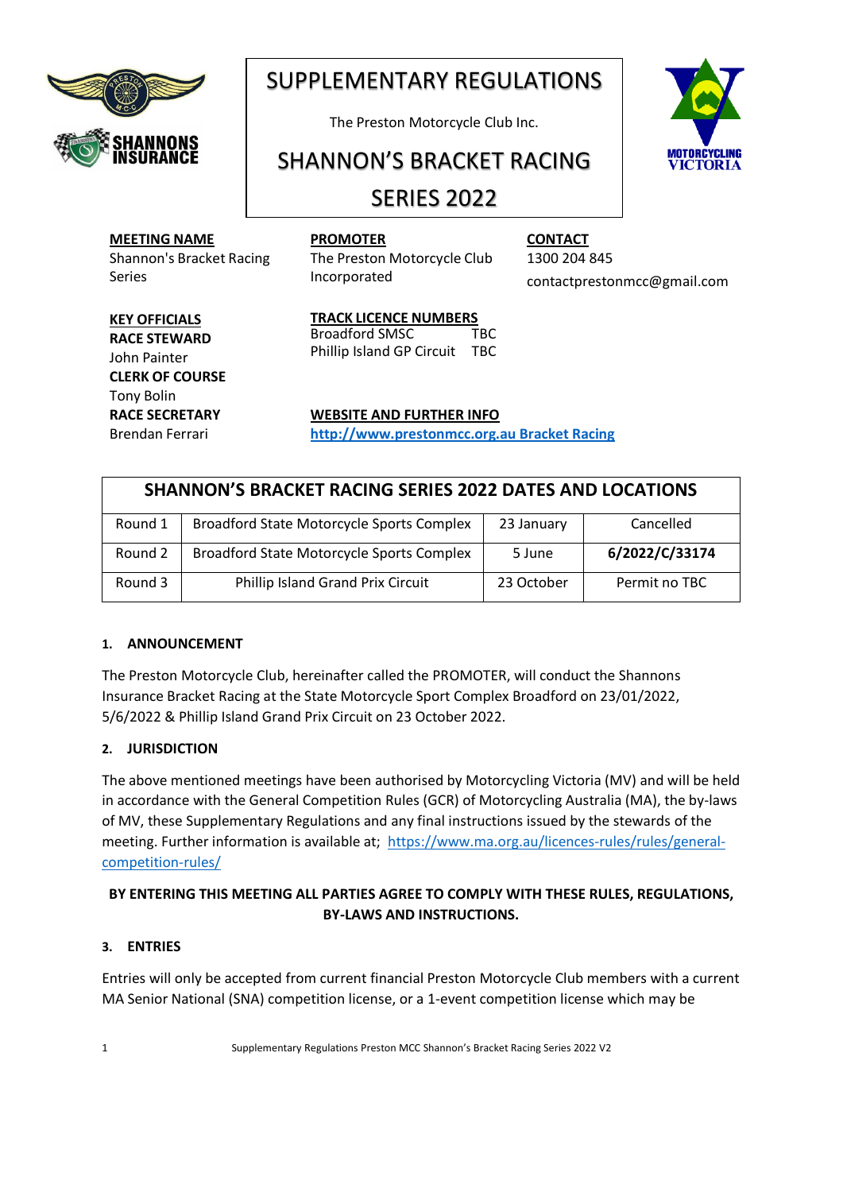# SUPPLEMENTARY REGULATIONS

The Preston Motorcycle Club Inc.

# SHANNON'S BRACKET RACING SERIES 2022

**MEETING NAME**
Shannon's Bracket Racing Series

**PROMOTER**
The Preston Motorcycle Club Incorporated

**CONTACT**
1300 204 845
contactprestonmcc@gmail.com

**KEY OFFICIALS**
**RACE STEWARD**
John Painter
**CLERK OF COURSE**
Tony Bolin
**RACE SECRETARY**
Brendan Ferrari

**TRACK LICENCE NUMBERS**
Broadford SMSC TBC
Phillip Island GP Circuit TBC

**WEBSITE AND FURTHER INFO**
http://www.prestonmcc.org.au Bracket Racing

| SHANNON'S BRACKET RACING SERIES 2022 DATES AND LOCATIONS | | | |
|---|---|---|---|
| Round 1 | Broadford State Motorcycle Sports Complex | 23 January | Cancelled |
| Round 2 | Broadford State Motorcycle Sports Complex | 5 June | **6/2022/C/33174** |
| Round 3 | Phillip Island Grand Prix Circuit | 23 October | Permit no TBC |

### 1. ANNOUNCEMENT

The Preston Motorcycle Club, hereinafter called the PROMOTER, will conduct the Shannons Insurance Bracket Racing at the State Motorcycle Sport Complex Broadford on 23/01/2022, 5/6/2022 & Phillip Island Grand Prix Circuit on 23 October 2022.

### 2. JURISDICTION

The above mentioned meetings have been authorised by Motorcycling Victoria (MV) and will be held in accordance with the General Competition Rules (GCR) of Motorcycling Australia (MA), the by-laws of MV, these Supplementary Regulations and any final instructions issued by the stewards of the meeting. Further information is available at; https://www.ma.org.au/licences-rules/rules/general-competition-rules/

**BY ENTERING THIS MEETING ALL PARTIES AGREE TO COMPLY WITH THESE RULES, REGULATIONS, BY-LAWS AND INSTRUCTIONS.**

### 3. ENTRIES

Entries will only be accepted from current financial Preston Motorcycle Club members with a current MA Senior National (SNA) competition license, or a 1-event competition license which may be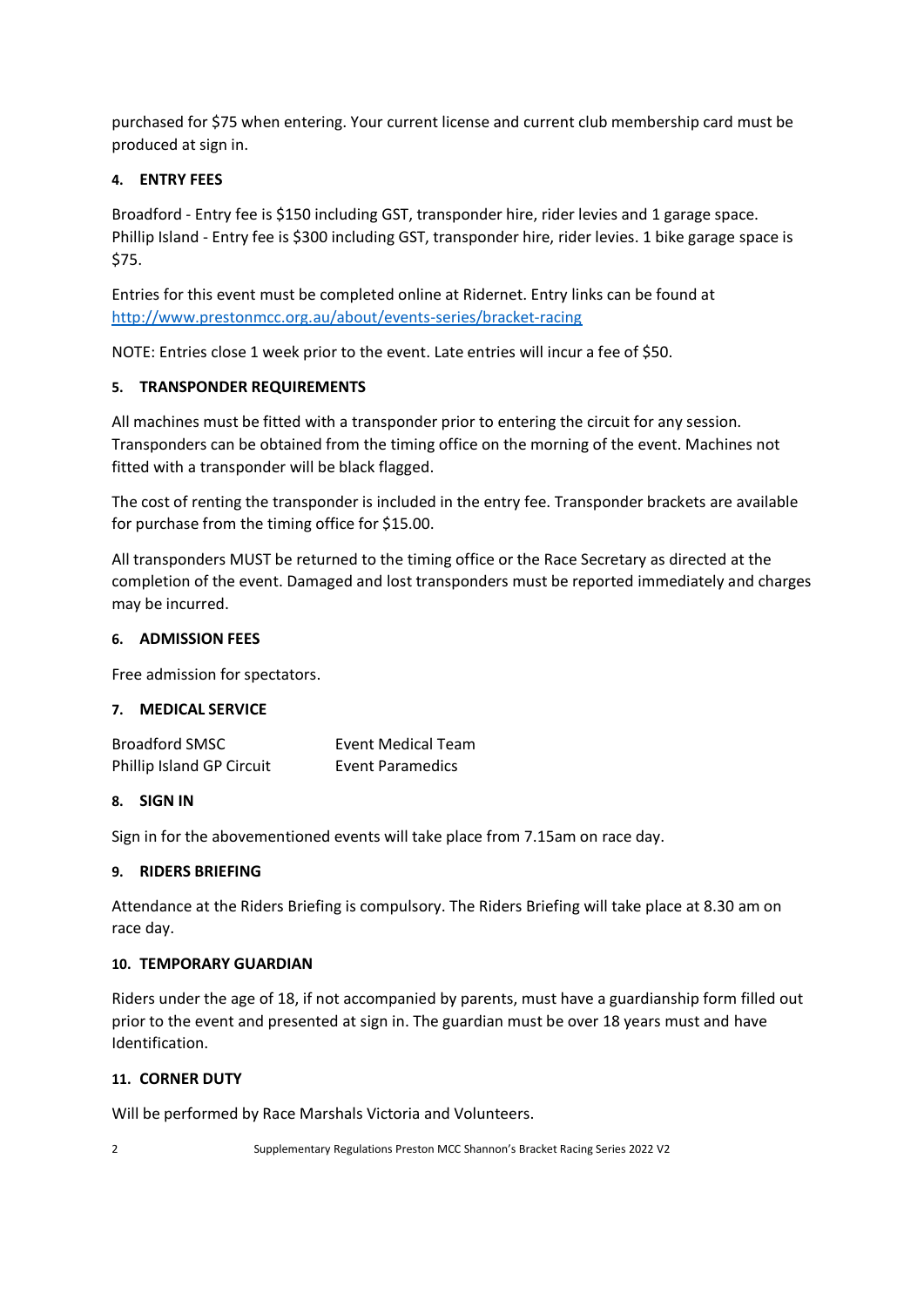purchased for $75 when entering. Your current license and current club membership card must be produced at sign in.

### 4. ENTRY FEES

Broadford - Entry fee is $150 including GST, transponder hire, rider levies and 1 garage space.
Phillip Island - Entry fee is $300 including GST, transponder hire, rider levies. 1 bike garage space is $75.

Entries for this event must be completed online at Ridernet. Entry links can be found at [http://www.prestonmcc.org.au/about/events-series/bracket-racing](http://www.prestonmcc.org.au/about/events-series/bracket-racing)

NOTE: Entries close 1 week prior to the event. Late entries will incur a fee of $50.

### 5. TRANSPONDER REQUIREMENTS

All machines must be fitted with a transponder prior to entering the circuit for any session. Transponders can be obtained from the timing office on the morning of the event. Machines not fitted with a transponder will be black flagged.

The cost of renting the transponder is included in the entry fee. Transponder brackets are available for purchase from the timing office for $15.00.

All transponders MUST be returned to the timing office or the Race Secretary as directed at the completion of the event. Damaged and lost transponders must be reported immediately and charges may be incurred.

### 6. ADMISSION FEES

Free admission for spectators.

### 7. MEDICAL SERVICE

| | |
|---|---|
| Broadford SMSC | Event Medical Team |
| Phillip Island GP Circuit | Event Paramedics |

### 8. SIGN IN

Sign in for the abovementioned events will take place from 7.15am on race day.

### 9. RIDERS BRIEFING

Attendance at the Riders Briefing is compulsory. The Riders Briefing will take place at 8.30 am on race day.

### 10. TEMPORARY GUARDIAN

Riders under the age of 18, if not accompanied by parents, must have a guardianship form filled out prior to the event and presented at sign in. The guardian must be over 18 years must and have Identification.

### 11. CORNER DUTY

Will be performed by Race Marshals Victoria and Volunteers.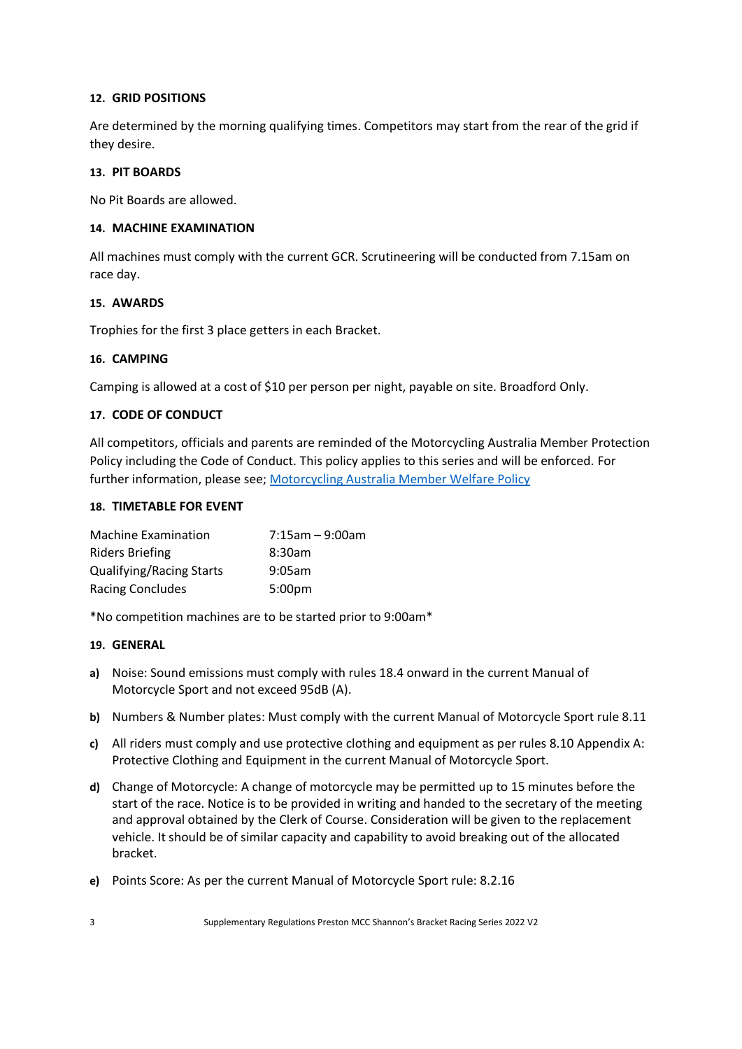## 12. GRID POSITIONS

Are determined by the morning qualifying times. Competitors may start from the rear of the grid if they desire.

## 13. PIT BOARDS

No Pit Boards are allowed.

## 14. MACHINE EXAMINATION

All machines must comply with the current GCR. Scrutineering will be conducted from 7.15am on race day.

## 15. AWARDS

Trophies for the first 3 place getters in each Bracket.

## 16. CAMPING

Camping is allowed at a cost of $10 per person per night, payable on site. Broadford Only.

## 17. CODE OF CONDUCT

All competitors, officials and parents are reminded of the Motorcycling Australia Member Protection Policy including the Code of Conduct. This policy applies to this series and will be enforced. For further information, please see; [Motorcycling Australia Member Welfare Policy]

## 18. TIMETABLE FOR EVENT

| | |
|---|---|
| Machine Examination | 7:15am – 9:00am |
| Riders Briefing | 8:30am |
| Qualifying/Racing Starts | 9:05am |
| Racing Concludes | 5:00pm |

*No competition machines are to be started prior to 9:00am*

## 19. GENERAL

**a)** Noise: Sound emissions must comply with rules 18.4 onward in the current Manual of Motorcycle Sport and not exceed 95dB (A).

**b)** Numbers & Number plates: Must comply with the current Manual of Motorcycle Sport rule 8.11

**c)** All riders must comply and use protective clothing and equipment as per rules 8.10 Appendix A: Protective Clothing and Equipment in the current Manual of Motorcycle Sport.

**d)** Change of Motorcycle: A change of motorcycle may be permitted up to 15 minutes before the start of the race. Notice is to be provided in writing and handed to the secretary of the meeting and approval obtained by the Clerk of Course. Consideration will be given to the replacement vehicle. It should be of similar capacity and capability to avoid breaking out of the allocated bracket.

**e)** Points Score: As per the current Manual of Motorcycle Sport rule: 8.2.16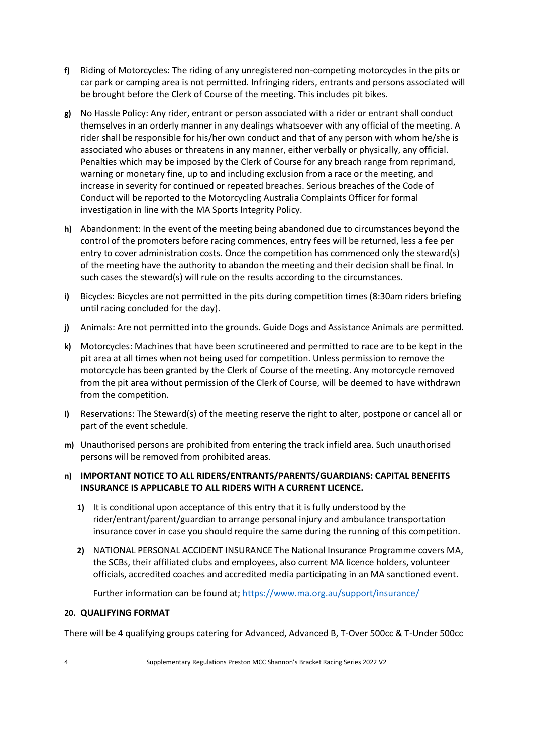**f)** Riding of Motorcycles: The riding of any unregistered non-competing motorcycles in the pits or car park or camping area is not permitted. Infringing riders, entrants and persons associated will be brought before the Clerk of Course of the meeting. This includes pit bikes.

**g)** No Hassle Policy: Any rider, entrant or person associated with a rider or entrant shall conduct themselves in an orderly manner in any dealings whatsoever with any official of the meeting. A rider shall be responsible for his/her own conduct and that of any person with whom he/she is associated who abuses or threatens in any manner, either verbally or physically, any official. Penalties which may be imposed by the Clerk of Course for any breach range from reprimand, warning or monetary fine, up to and including exclusion from a race or the meeting, and increase in severity for continued or repeated breaches. Serious breaches of the Code of Conduct will be reported to the Motorcycling Australia Complaints Officer for formal investigation in line with the MA Sports Integrity Policy.

**h)** Abandonment: In the event of the meeting being abandoned due to circumstances beyond the control of the promoters before racing commences, entry fees will be returned, less a fee per entry to cover administration costs. Once the competition has commenced only the steward(s) of the meeting have the authority to abandon the meeting and their decision shall be final. In such cases the steward(s) will rule on the results according to the circumstances.

**i)** Bicycles: Bicycles are not permitted in the pits during competition times (8:30am riders briefing until racing concluded for the day).

**j)** Animals: Are not permitted into the grounds. Guide Dogs and Assistance Animals are permitted.

**k)** Motorcycles: Machines that have been scrutineered and permitted to race are to be kept in the pit area at all times when not being used for competition. Unless permission to remove the motorcycle has been granted by the Clerk of Course of the meeting. Any motorcycle removed from the pit area without permission of the Clerk of Course, will be deemed to have withdrawn from the competition.

**l)** Reservations: The Steward(s) of the meeting reserve the right to alter, postpone or cancel all or part of the event schedule.

**m)** Unauthorised persons are prohibited from entering the track infield area. Such unauthorised persons will be removed from prohibited areas.

**n) IMPORTANT NOTICE TO ALL RIDERS/ENTRANTS/PARENTS/GUARDIANS: CAPITAL BENEFITS INSURANCE IS APPLICABLE TO ALL RIDERS WITH A CURRENT LICENCE.**

**1)** It is conditional upon acceptance of this entry that it is fully understood by the rider/entrant/parent/guardian to arrange personal injury and ambulance transportation insurance cover in case you should require the same during the running of this competition.

**2)** NATIONAL PERSONAL ACCIDENT INSURANCE The National Insurance Programme covers MA, the SCBs, their affiliated clubs and employees, also current MA licence holders, volunteer officials, accredited coaches and accredited media participating in an MA sanctioned event.

Further information can be found at; https://www.ma.org.au/support/insurance/

## 20. QUALIFYING FORMAT

There will be 4 qualifying groups catering for Advanced, Advanced B, T-Over 500cc & T-Under 500cc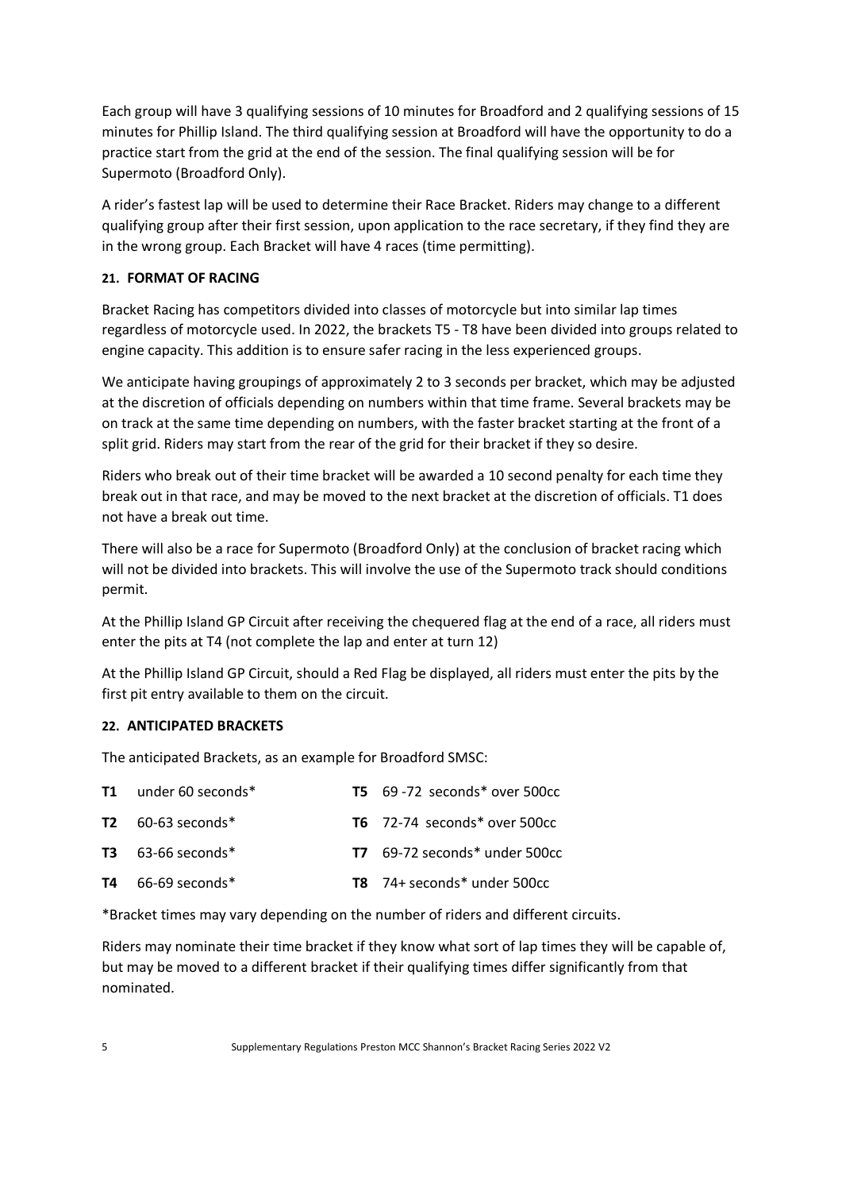Each group will have 3 qualifying sessions of 10 minutes for Broadford and 2 qualifying sessions of 15 minutes for Phillip Island. The third qualifying session at Broadford will have the opportunity to do a practice start from the grid at the end of the session. The final qualifying session will be for Supermoto (Broadford Only).

A rider's fastest lap will be used to determine their Race Bracket. Riders may change to a different qualifying group after their first session, upon application to the race secretary, if they find they are in the wrong group. Each Bracket will have 4 races (time permitting).

#### 21. FORMAT OF RACING

Bracket Racing has competitors divided into classes of motorcycle but into similar lap times regardless of motorcycle used. In 2022, the brackets T5 - T8 have been divided into groups related to engine capacity. This addition is to ensure safer racing in the less experienced groups.

We anticipate having groupings of approximately 2 to 3 seconds per bracket, which may be adjusted at the discretion of officials depending on numbers within that time frame. Several brackets may be on track at the same time depending on numbers, with the faster bracket starting at the front of a split grid. Riders may start from the rear of the grid for their bracket if they so desire.

Riders who break out of their time bracket will be awarded a 10 second penalty for each time they break out in that race, and may be moved to the next bracket at the discretion of officials. T1 does not have a break out time.

There will also be a race for Supermoto (Broadford Only) at the conclusion of bracket racing which will not be divided into brackets. This will involve the use of the Supermoto track should conditions permit.

At the Phillip Island GP Circuit after receiving the chequered flag at the end of a race, all riders must enter the pits at T4 (not complete the lap and enter at turn 12)

At the Phillip Island GP Circuit, should a Red Flag be displayed, all riders must enter the pits by the first pit entry available to them on the circuit.

#### 22. ANTICIPATED BRACKETS

The anticipated Brackets, as an example for Broadford SMSC:

| | | | |
|---|---|---|---|
| **T1** | under 60 seconds* | **T5** | 69 -72 seconds* over 500cc |
| **T2** | 60-63 seconds* | **T6** | 72-74 seconds* over 500cc |
| **T3** | 63-66 seconds* | **T7** | 69-72 seconds* under 500cc |
| **T4** | 66-69 seconds* | **T8** | 74+ seconds* under 500cc |

*Bracket times may vary depending on the number of riders and different circuits.

Riders may nominate their time bracket if they know what sort of lap times they will be capable of, but may be moved to a different bracket if their qualifying times differ significantly from that nominated.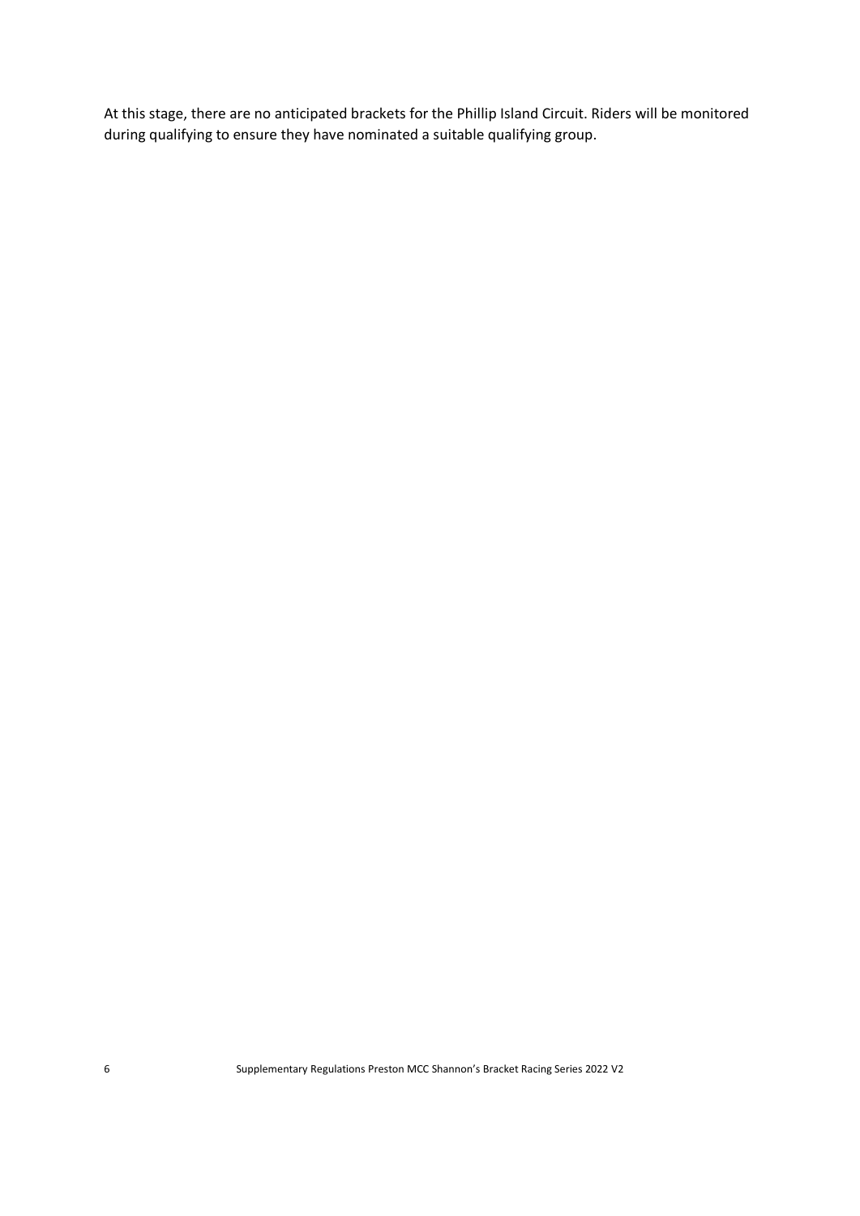At this stage, there are no anticipated brackets for the Phillip Island Circuit. Riders will be monitored during qualifying to ensure they have nominated a suitable qualifying group.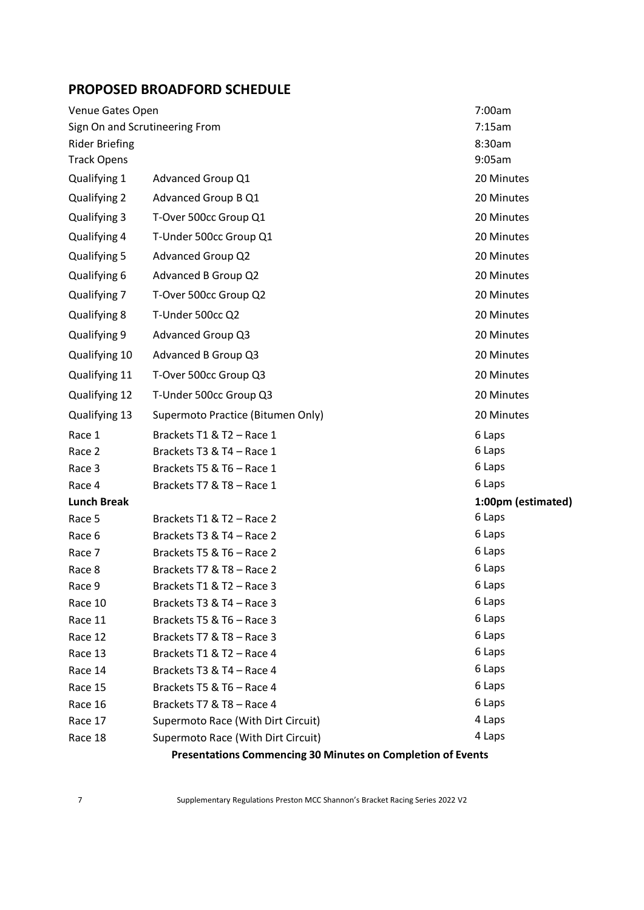## PROPOSED BROADFORD SCHEDULE

| | | |
|---|---|---|
| Venue Gates Open | | 7:00am |
| Sign On and Scrutineering From | | 7:15am |
| Rider Briefing | | 8:30am |
| Track Opens | | 9:05am |
| Qualifying 1 | Advanced Group Q1 | 20 Minutes |
| Qualifying 2 | Advanced Group B Q1 | 20 Minutes |
| Qualifying 3 | T-Over 500cc Group Q1 | 20 Minutes |
| Qualifying 4 | T-Under 500cc Group Q1 | 20 Minutes |
| Qualifying 5 | Advanced Group Q2 | 20 Minutes |
| Qualifying 6 | Advanced B Group Q2 | 20 Minutes |
| Qualifying 7 | T-Over 500cc Group Q2 | 20 Minutes |
| Qualifying 8 | T-Under 500cc Q2 | 20 Minutes |
| Qualifying 9 | Advanced Group Q3 | 20 Minutes |
| Qualifying 10 | Advanced B Group Q3 | 20 Minutes |
| Qualifying 11 | T-Over 500cc Group Q3 | 20 Minutes |
| Qualifying 12 | T-Under 500cc Group Q3 | 20 Minutes |
| Qualifying 13 | Supermoto Practice (Bitumen Only) | 20 Minutes |
| Race 1 | Brackets T1 & T2 – Race 1 | 6 Laps |
| Race 2 | Brackets T3 & T4 – Race 1 | 6 Laps |
| Race 3 | Brackets T5 & T6 – Race 1 | 6 Laps |
| Race 4 | Brackets T7 & T8 – Race 1 | 6 Laps |
| **Lunch Break** | | **1:00pm (estimated)** |
| Race 5 | Brackets T1 & T2 – Race 2 | 6 Laps |
| Race 6 | Brackets T3 & T4 – Race 2 | 6 Laps |
| Race 7 | Brackets T5 & T6 – Race 2 | 6 Laps |
| Race 8 | Brackets T7 & T8 – Race 2 | 6 Laps |
| Race 9 | Brackets T1 & T2 – Race 3 | 6 Laps |
| Race 10 | Brackets T3 & T4 – Race 3 | 6 Laps |
| Race 11 | Brackets T5 & T6 – Race 3 | 6 Laps |
| Race 12 | Brackets T7 & T8 – Race 3 | 6 Laps |
| Race 13 | Brackets T1 & T2 – Race 4 | 6 Laps |
| Race 14 | Brackets T3 & T4 – Race 4 | 6 Laps |
| Race 15 | Brackets T5 & T6 – Race 4 | 6 Laps |
| Race 16 | Brackets T7 & T8 – Race 4 | 6 Laps |
| Race 17 | Supermoto Race (With Dirt Circuit) | 4 Laps |
| Race 18 | Supermoto Race (With Dirt Circuit) | 4 Laps |

**Presentations Commencing 30 Minutes on Completion of Events**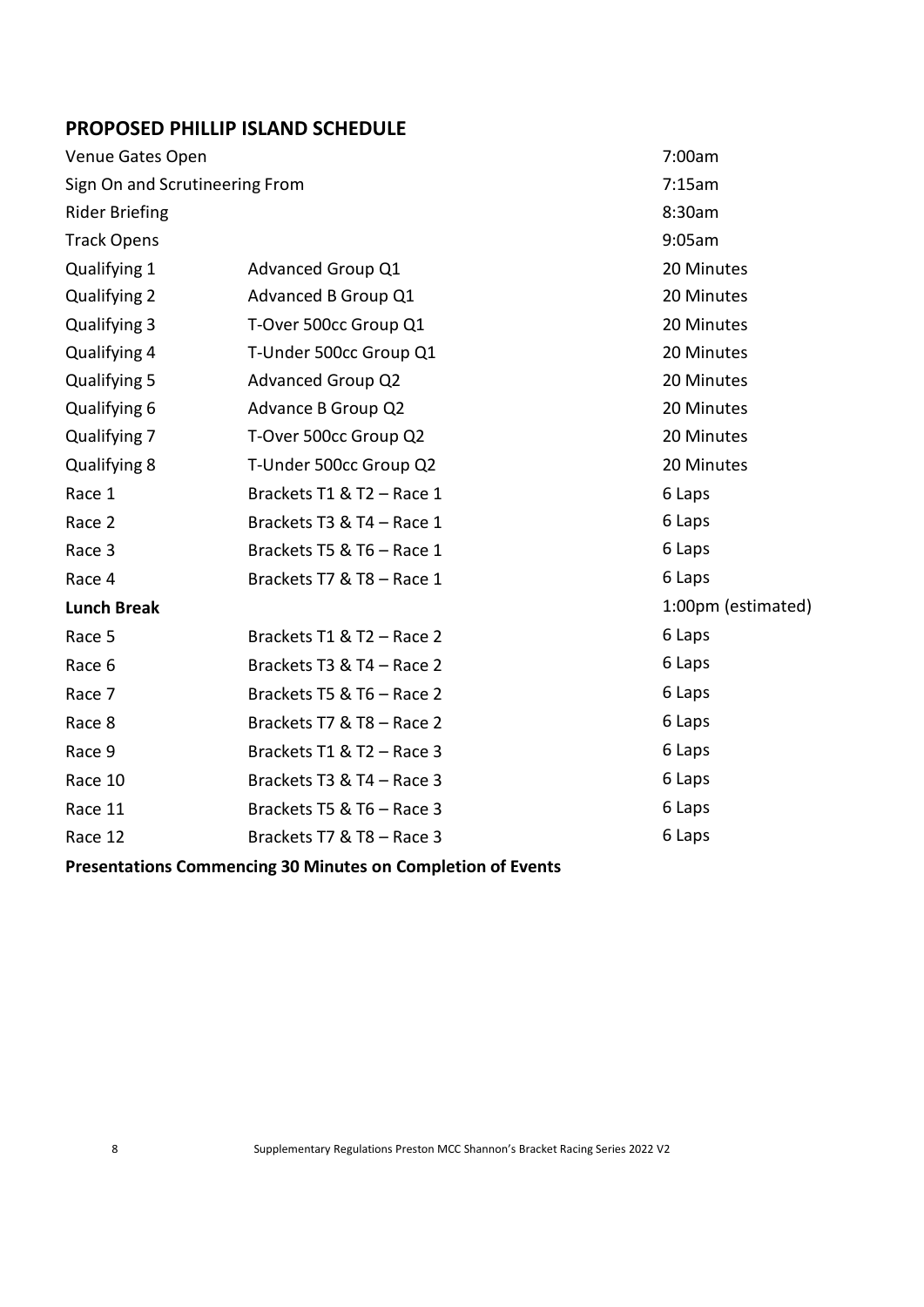## PROPOSED PHILLIP ISLAND SCHEDULE

| | | |
|---|---|---|
| Venue Gates Open | | 7:00am |
| Sign On and Scrutineering From | | 7:15am |
| Rider Briefing | | 8:30am |
| Track Opens | | 9:05am |
| Qualifying 1 | Advanced Group Q1 | 20 Minutes |
| Qualifying 2 | Advanced B Group Q1 | 20 Minutes |
| Qualifying 3 | T-Over 500cc Group Q1 | 20 Minutes |
| Qualifying 4 | T-Under 500cc Group Q1 | 20 Minutes |
| Qualifying 5 | Advanced Group Q2 | 20 Minutes |
| Qualifying 6 | Advance B Group Q2 | 20 Minutes |
| Qualifying 7 | T-Over 500cc Group Q2 | 20 Minutes |
| Qualifying 8 | T-Under 500cc Group Q2 | 20 Minutes |
| Race 1 | Brackets T1 & T2 – Race 1 | 6 Laps |
| Race 2 | Brackets T3 & T4 – Race 1 | 6 Laps |
| Race 3 | Brackets T5 & T6 – Race 1 | 6 Laps |
| Race 4 | Brackets T7 & T8 – Race 1 | 6 Laps |
| **Lunch Break** | | 1:00pm (estimated) |
| Race 5 | Brackets T1 & T2 – Race 2 | 6 Laps |
| Race 6 | Brackets T3 & T4 – Race 2 | 6 Laps |
| Race 7 | Brackets T5 & T6 – Race 2 | 6 Laps |
| Race 8 | Brackets T7 & T8 – Race 2 | 6 Laps |
| Race 9 | Brackets T1 & T2 – Race 3 | 6 Laps |
| Race 10 | Brackets T3 & T4 – Race 3 | 6 Laps |
| Race 11 | Brackets T5 & T6 – Race 3 | 6 Laps |
| Race 12 | Brackets T7 & T8 – Race 3 | 6 Laps |

**Presentations Commencing 30 Minutes on Completion of Events**